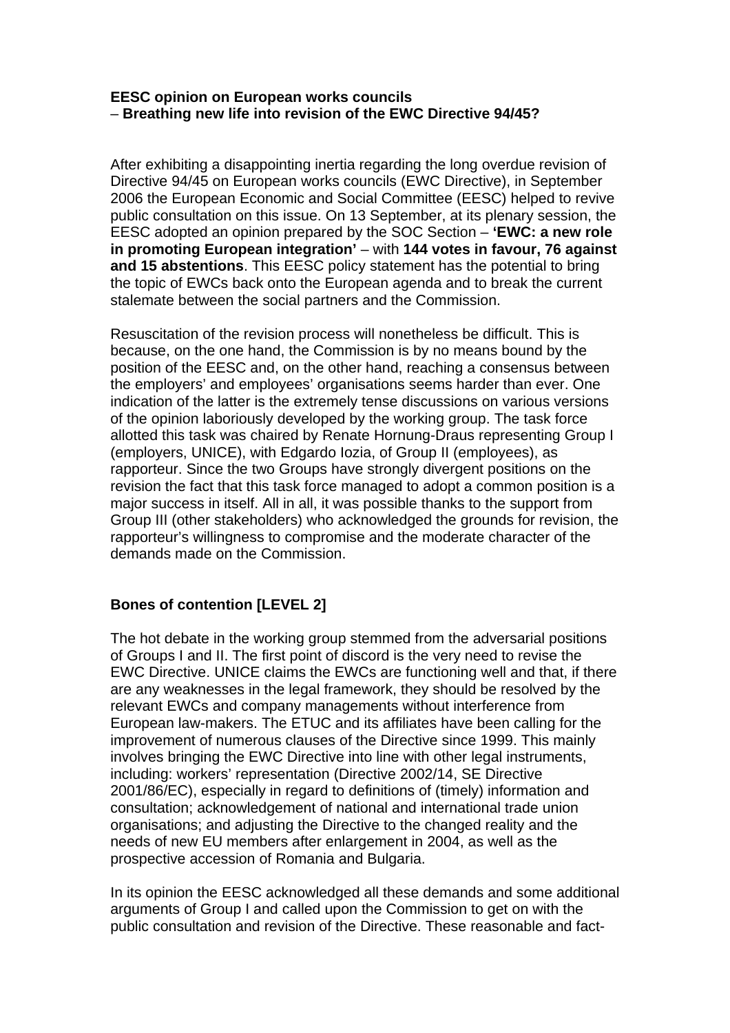**EESC opinion on European works councils**
– **Breathing new life into revision of the EWC Directive 94/45?**

After exhibiting a disappointing inertia regarding the long overdue revision of Directive 94/45 on European works councils (EWC Directive), in September 2006 the European Economic and Social Committee (EESC) helped to revive public consultation on this issue. On 13 September, at its plenary session, the EESC adopted an opinion prepared by the SOC Section – **'EWC: a new role in promoting European integration'** – with **144 votes in favour, 76 against and 15 abstentions**. This EESC policy statement has the potential to bring the topic of EWCs back onto the European agenda and to break the current stalemate between the social partners and the Commission.

Resuscitation of the revision process will nonetheless be difficult. This is because, on the one hand, the Commission is by no means bound by the position of the EESC and, on the other hand, reaching a consensus between the employers' and employees' organisations seems harder than ever. One indication of the latter is the extremely tense discussions on various versions of the opinion laboriously developed by the working group. The task force allotted this task was chaired by Renate Hornung-Draus representing Group I (employers, UNICE), with Edgardo Iozia, of Group II (employees), as rapporteur. Since the two Groups have strongly divergent positions on the revision the fact that this task force managed to adopt a common position is a major success in itself. All in all, it was possible thanks to the support from Group III (other stakeholders) who acknowledged the grounds for revision, the rapporteur's willingness to compromise and the moderate character of the demands made on the Commission.

## Bones of contention [LEVEL 2]

The hot debate in the working group stemmed from the adversarial positions of Groups I and II. The first point of discord is the very need to revise the EWC Directive. UNICE claims the EWCs are functioning well and that, if there are any weaknesses in the legal framework, they should be resolved by the relevant EWCs and company managements without interference from European law-makers. The ETUC and its affiliates have been calling for the improvement of numerous clauses of the Directive since 1999. This mainly involves bringing the EWC Directive into line with other legal instruments, including: workers' representation (Directive 2002/14, SE Directive 2001/86/EC), especially in regard to definitions of (timely) information and consultation; acknowledgement of national and international trade union organisations; and adjusting the Directive to the changed reality and the needs of new EU members after enlargement in 2004, as well as the prospective accession of Romania and Bulgaria.

In its opinion the EESC acknowledged all these demands and some additional arguments of Group I and called upon the Commission to get on with the public consultation and revision of the Directive. These reasonable and fact-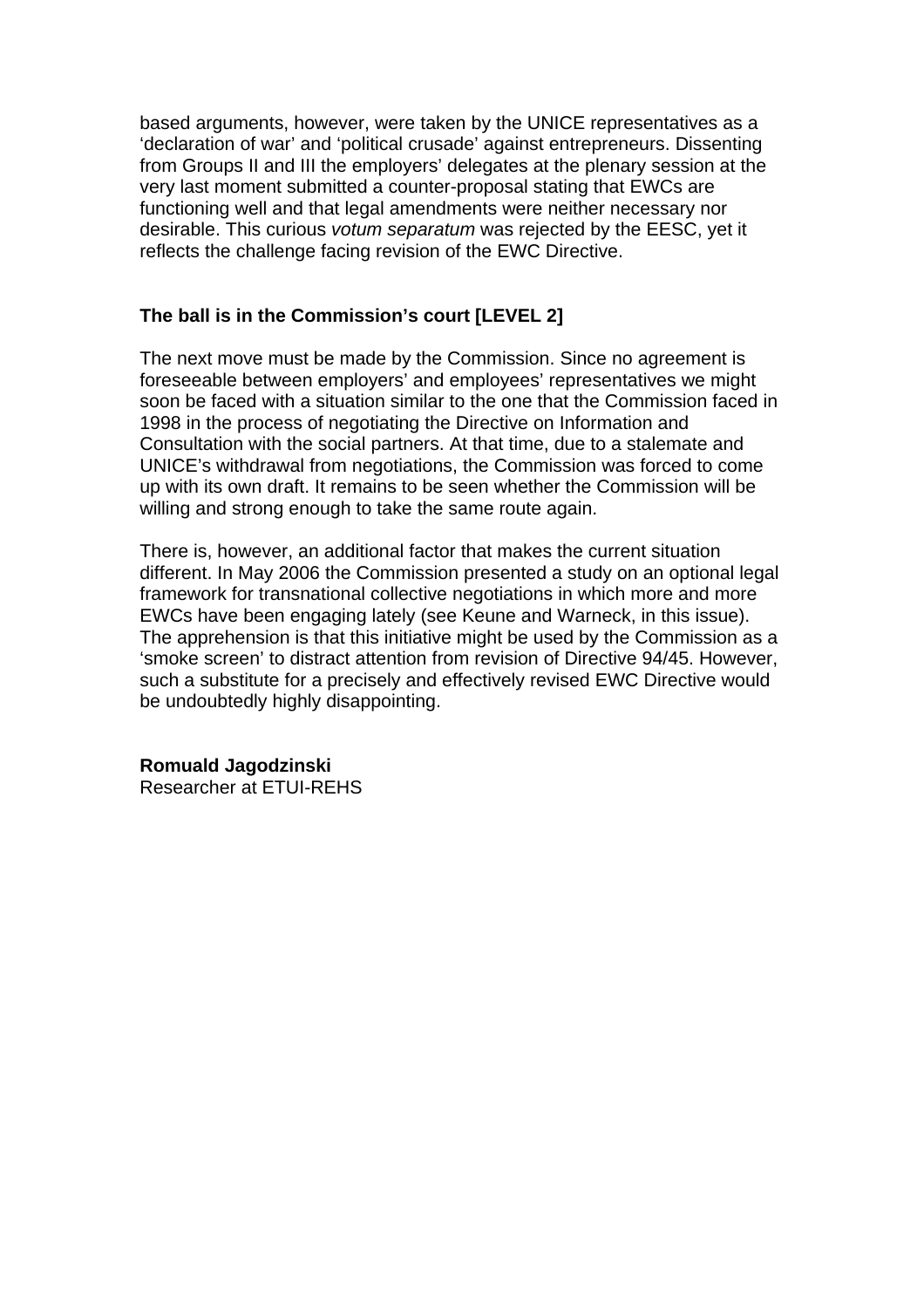based arguments, however, were taken by the UNICE representatives as a 'declaration of war' and 'political crusade' against entrepreneurs. Dissenting from Groups II and III the employers' delegates at the plenary session at the very last moment submitted a counter-proposal stating that EWCs are functioning well and that legal amendments were neither necessary nor desirable. This curious *votum separatum* was rejected by the EESC, yet it reflects the challenge facing revision of the EWC Directive.

## The ball is in the Commission's court [LEVEL 2]

The next move must be made by the Commission. Since no agreement is foreseeable between employers' and employees' representatives we might soon be faced with a situation similar to the one that the Commission faced in 1998 in the process of negotiating the Directive on Information and Consultation with the social partners. At that time, due to a stalemate and UNICE's withdrawal from negotiations, the Commission was forced to come up with its own draft. It remains to be seen whether the Commission will be willing and strong enough to take the same route again.

There is, however, an additional factor that makes the current situation different. In May 2006 the Commission presented a study on an optional legal framework for transnational collective negotiations in which more and more EWCs have been engaging lately (see Keune and Warneck, in this issue). The apprehension is that this initiative might be used by the Commission as a 'smoke screen' to distract attention from revision of Directive 94/45. However, such a substitute for a precisely and effectively revised EWC Directive would be undoubtedly highly disappointing.

**Romuald Jagodzinski**
Researcher at ETUI-REHS